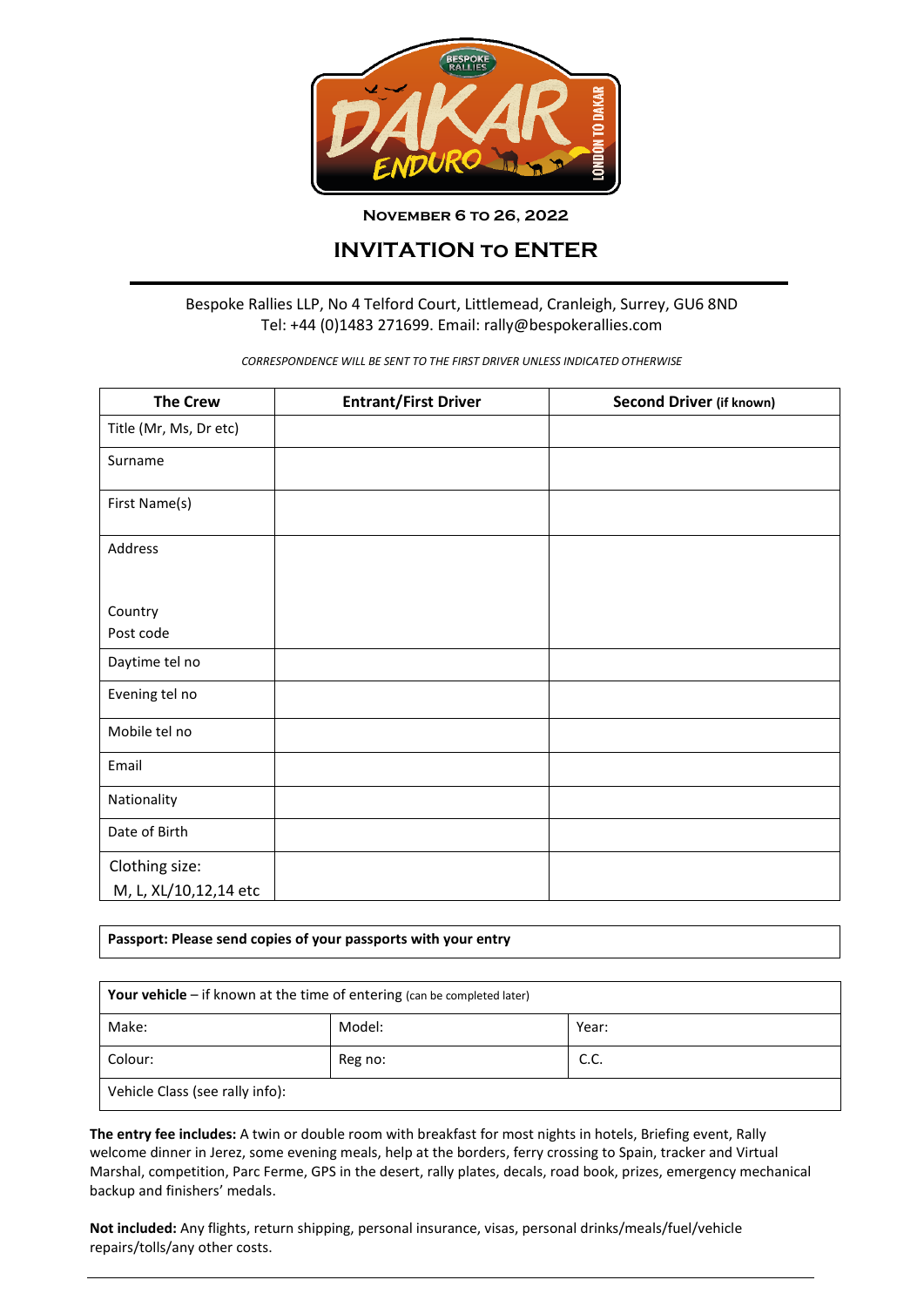**November 6 to 26, 2022**

# INVITATION to ENTER

Bespoke Rallies LLP, No 4 Telford Court, Littlemead, Cranleigh, Surrey, GU6 8ND
Tel: +44 (0)1483 271699. Email: rally@bespokerallies.com

*CORRESPONDENCE WILL BE SENT TO THE FIRST DRIVER UNLESS INDICATED OTHERWISE*

| The Crew | Entrant/First Driver | Second Driver (if known) |
|---|---|---|
| Title (Mr, Ms, Dr etc) | | |
| Surname | | |
| First Name(s) | | |
| Address<br><br>Country<br>Post code | | |
| Daytime tel no | | |
| Evening tel no | | |
| Mobile tel no | | |
| Email | | |
| Nationality | | |
| Date of Birth | | |
| Clothing size:<br>M, L, XL/10,12,14 etc | | |

**Passport: Please send copies of your passports with your entry**

| **Your vehicle** – if known at the time of entering (can be completed later) | | |
|---|---|---|
| Make: | Model: | Year: |
| Colour: | Reg no: | C.C. |
| Vehicle Class (see rally info): | | |

**The entry fee includes:** A twin or double room with breakfast for most nights in hotels, Briefing event, Rally welcome dinner in Jerez, some evening meals, help at the borders, ferry crossing to Spain, tracker and Virtual Marshal, competition, Parc Ferme, GPS in the desert, rally plates, decals, road book, prizes, emergency mechanical backup and finishers' medals.

**Not included:** Any flights, return shipping, personal insurance, visas, personal drinks/meals/fuel/vehicle repairs/tolls/any other costs.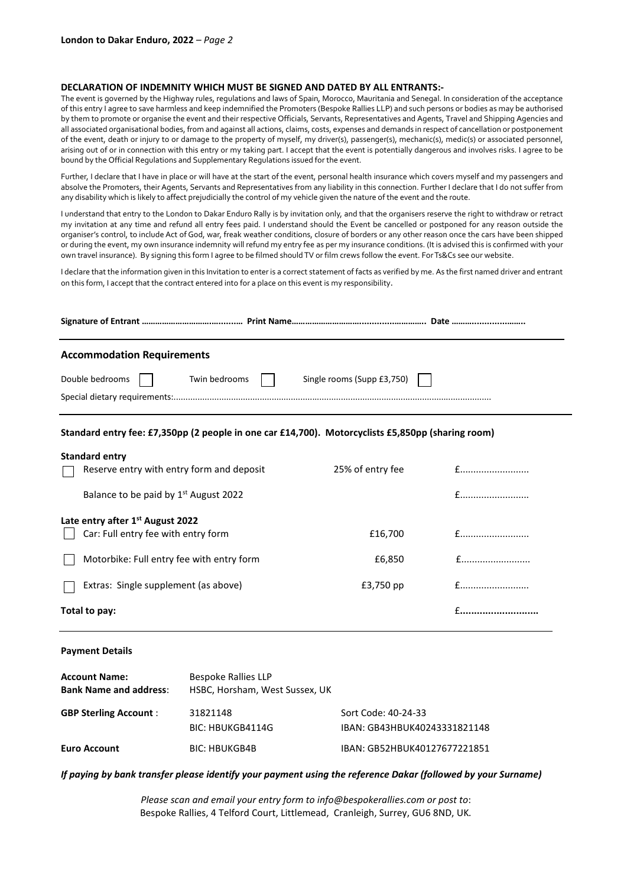### DECLARATION OF INDEMNITY WHICH MUST BE SIGNED AND DATED BY ALL ENTRANTS:-

The event is governed by the Highway rules, regulations and laws of Spain, Morocco, Mauritania and Senegal. In consideration of the acceptance of this entry I agree to save harmless and keep indemnified the Promoters (Bespoke Rallies LLP) and such persons or bodies as may be authorised by them to promote or organise the event and their respective Officials, Servants, Representatives and Agents, Travel and Shipping Agencies and all associated organisational bodies, from and against all actions, claims, costs, expenses and demands in respect of cancellation or postponement of the event, death or injury to or damage to the property of myself, my driver(s), passenger(s), mechanic(s), medic(s) or associated personnel, arising out of or in connection with this entry or my taking part. I accept that the event is potentially dangerous and involves risks. I agree to be bound by the Official Regulations and Supplementary Regulations issued for the event.

Further, I declare that I have in place or will have at the start of the event, personal health insurance which covers myself and my passengers and absolve the Promoters, their Agents, Servants and Representatives from any liability in this connection. Further I declare that I do not suffer from any disability which is likely to affect prejudicially the control of my vehicle given the nature of the event and the route.

I understand that entry to the London to Dakar Enduro Rally is by invitation only, and that the organisers reserve the right to withdraw or retract my invitation at any time and refund all entry fees paid. I understand should the Event be cancelled or postponed for any reason outside the organiser's control, to include Act of God, war, freak weather conditions, closure of borders or any other reason once the cars have been shipped or during the event, my own insurance indemnity will refund my entry fee as per my insurance conditions. (It is advised this is confirmed with your own travel insurance). By signing this form I agree to be filmed should TV or film crews follow the event. For Ts&Cs see our website.

I declare that the information given in this Invitation to enter is a correct statement of facts as verified by me. As the first named driver and entrant on this form, I accept that the contract entered into for a place on this event is my responsibility.

**Signature of Entrant ……………………………………… Print Name……………………………………………………. Date ………………………**

### Accommodation Requirements

Double bedrooms ☐ Twin bedrooms ☐ Single rooms (Supp £3,750) ☐

Special dietary requirements:…………………………………………………………………………………………………………………………

**Standard entry fee: £7,350pp (2 people in one car £14,700). Motorcyclists £5,850pp (sharing room)**

| | | |
|---|---|---|
| **Standard entry** | | |
| ☐ Reserve entry with entry form and deposit | 25% of entry fee | £……………………… |
| Balance to be paid by 1st August 2022 | | £……………………… |
| **Late entry after 1st August 2022** | | |
| ☐ Car: Full entry fee with entry form | £16,700 | £……………………… |
| ☐ Motorbike: Full entry fee with entry form | £6,850 | £……………………… |
| ☐ Extras: Single supplement (as above) | £3,750 pp | £……………………… |
| **Total to pay:** | | **£………………………** |

**Payment Details**

| | | |
|---|---|---|
| **Account Name:** | Bespoke Rallies LLP | |
| **Bank Name and address**: | HSBC, Horsham, West Sussex, UK | |
| **GBP Sterling Account** : | 31821148 | Sort Code: 40-24-33 |
| | BIC: HBUKGB4114G | IBAN: GB43HBUK40243331821148 |
| **Euro Account** | BIC: HBUKGB4B | IBAN: GB52HBUK40127677221851 |

***If paying by bank transfer please identify your payment using the reference Dakar (followed by your Surname)***

*Please scan and email your entry form to info@bespokerallies.com or post to*:
Bespoke Rallies, 4 Telford Court, Littlemead, Cranleigh, Surrey, GU6 8ND, UK.